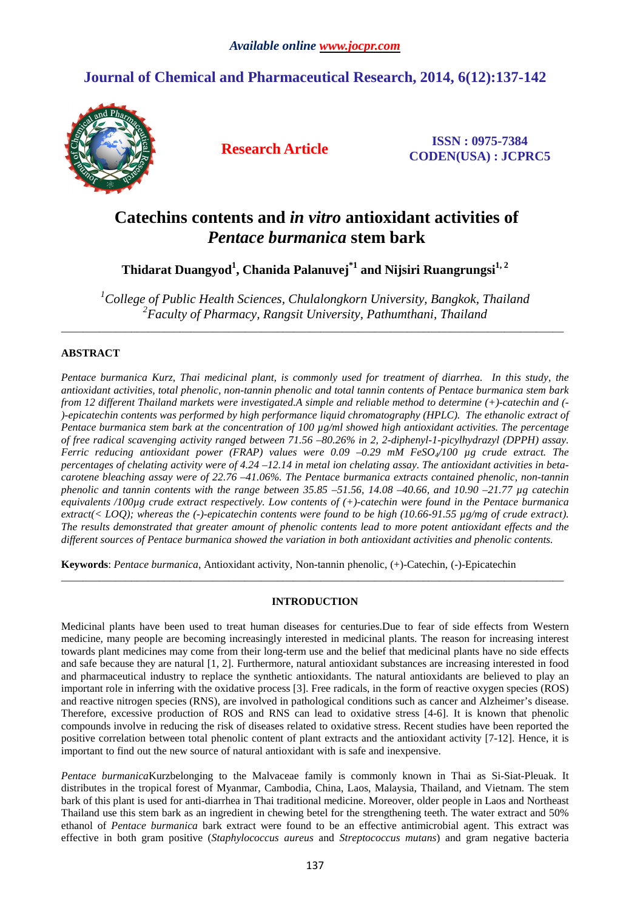# Catechins contents and *in vitro* antioxidant activities of *Pentace burmanica* stem bark

**Thidarat Duangyod[1], Chanida Palanuvej[*1] and Nijsiri Ruangrungsi[1, 2]**

[1]*College of Public Health Sciences, Chulalongkorn University, Bangkok, Thailand*
[2]*Faculty of Pharmacy, Rangsit University, Pathumthani, Thailand*

---

## ABSTRACT

*Pentace burmanica Kurz, Thai medicinal plant, is commonly used for treatment of diarrhea. In this study, the antioxidant activities, total phenolic, non-tannin phenolic and total tannin contents of Pentace burmanica stem bark from 12 different Thailand markets were investigated.A simple and reliable method to determine (+)-catechin and (-)-epicatechin contents was performed by high performance liquid chromatography (HPLC). The ethanolic extract of Pentace burmanica stem bark at the concentration of 100 µg/ml showed high antioxidant activities. The percentage of free radical scavenging activity ranged between 71.56 –80.26% in 2, 2-diphenyl-1-picylhydrazyl (DPPH) assay. Ferric reducing antioxidant power (FRAP) values were 0.09 –0.29 mM $FeSO_4$/100 µg crude extract. The percentages of chelating activity were of 4.24 –12.14 in metal ion chelating assay. The antioxidant activities in beta-carotene bleaching assay were of 22.76 –41.06%. The Pentace burmanica extracts contained phenolic, non-tannin phenolic and tannin contents with the range between 35.85 –51.56, 14.08 –40.66, and 10.90 –21.77 µg catechin equivalents /100µg crude extract respectively. Low contents of (+)-catechin were found in the Pentace burmanica extract(< LOQ); whereas the (-)-epicatechin contents were found to be high (10.66-91.55 µg/mg of crude extract). The results demonstrated that greater amount of phenolic contents lead to more potent antioxidant effects and the different sources of Pentace burmanica showed the variation in both antioxidant activities and phenolic contents.*

**Keywords**: *Pentace burmanica*, Antioxidant activity, Non-tannin phenolic, (+)-Catechin, (-)-Epicatechin

---

## INTRODUCTION

Medicinal plants have been used to treat human diseases for centuries.Due to fear of side effects from Western medicine, many people are becoming increasingly interested in medicinal plants. The reason for increasing interest towards plant medicines may come from their long-term use and the belief that medicinal plants have no side effects and safe because they are natural [1, 2]. Furthermore, natural antioxidant substances are increasing interested in food and pharmaceutical industry to replace the synthetic antioxidants. The natural antioxidants are believed to play an important role in inferring with the oxidative process [3]. Free radicals, in the form of reactive oxygen species (ROS) and reactive nitrogen species (RNS), are involved in pathological conditions such as cancer and Alzheimer's disease. Therefore, excessive production of ROS and RNS can lead to oxidative stress [4-6]. It is known that phenolic compounds involve in reducing the risk of diseases related to oxidative stress. Recent studies have been reported the positive correlation between total phenolic content of plant extracts and the antioxidant activity [7-12]. Hence, it is important to find out the new source of natural antioxidant with is safe and inexpensive.

*Pentace burmanica*Kurzbelonging to the Malvaceae family is commonly known in Thai as Si-Siat-Pleuak. It distributes in the tropical forest of Myanmar, Cambodia, China, Laos, Malaysia, Thailand, and Vietnam. The stem bark of this plant is used for anti-diarrhea in Thai traditional medicine. Moreover, older people in Laos and Northeast Thailand use this stem bark as an ingredient in chewing betel for the strengthening teeth. The water extract and 50% ethanol of *Pentace burmanica* bark extract were found to be an effective antimicrobial agent. This extract was effective in both gram positive (*Staphylococcus aureus* and *Streptococcus mutans*) and gram negative bacteria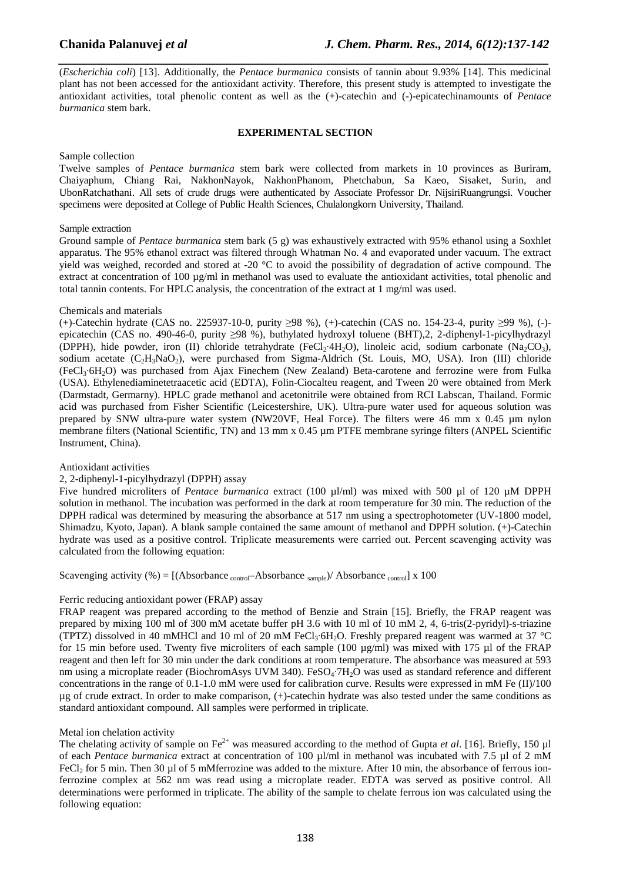(*Escherichia coli*) [13]. Additionally, the *Pentace burmanica* consists of tannin about 9.93% [14]. This medicinal plant has not been accessed for the antioxidant activity. Therefore, this present study is attempted to investigate the antioxidant activities, total phenolic content as well as the (+)-catechin and (-)-epicatechinamounts of *Pentace burmanica* stem bark.

## EXPERIMENTAL SECTION

### Sample collection

Twelve samples of *Pentace burmanica* stem bark were collected from markets in 10 provinces as Buriram, Chaiyaphum, Chiang Rai, NakhonNayok, NakhonPhanom, Phetchabun, Sa Kaeo, Sisaket, Surin, and UbonRatchathani. All sets of crude drugs were authenticated by Associate Professor Dr. NijsiriRuangrungsi. Voucher specimens were deposited at College of Public Health Sciences, Chulalongkorn University, Thailand.

### Sample extraction

Ground sample of *Pentace burmanica* stem bark (5 g) was exhaustively extracted with 95% ethanol using a Soxhlet apparatus. The 95% ethanol extract was filtered through Whatman No. 4 and evaporated under vacuum. The extract yield was weighed, recorded and stored at -20 °C to avoid the possibility of degradation of active compound. The extract at concentration of 100 µg/ml in methanol was used to evaluate the antioxidant activities, total phenolic and total tannin contents. For HPLC analysis, the concentration of the extract at 1 mg/ml was used.

### Chemicals and materials

(+)-Catechin hydrate (CAS no. 225937-10-0, purity ≥98 %), (+)-catechin (CAS no. 154-23-4, purity ≥99 %), (-)-epicatechin (CAS no. 490-46-0, purity ≥98 %), buthylated hydroxyl toluene (BHT),2, 2-diphenyl-1-picylhydrazyl (DPPH), hide powder, iron (II) chloride tetrahydrate ($FeCl_2 \cdot 4H_2O$), linoleic acid, sodium carbonate ($Na_2CO_3$), sodium acetate ($C_2H_3NaO_2$), were purchased from Sigma-Aldrich (St. Louis, MO, USA). Iron (III) chloride ($FeCl_3 \cdot 6H_2O$) was purchased from Ajax Finechem (New Zealand) Beta-carotene and ferrozine were from Fulka (USA). Ethylenediaminetetraacetic acid (EDTA), Folin-Ciocalteu reagent, and Tween 20 were obtained from Merk (Darmstadt, Germarny). HPLC grade methanol and acetonitrile were obtained from RCI Labscan, Thailand. Formic acid was purchased from Fisher Scientific (Leicestershire, UK). Ultra-pure water used for aqueous solution was prepared by SNW ultra-pure water system (NW20VF, Heal Force). The filters were 46 mm x 0.45 µm nylon membrane filters (National Scientific, TN) and 13 mm x 0.45 µm PTFE membrane syringe filters (ANPEL Scientific Instrument, China).

### Antioxidant activities

#### 2, 2-diphenyl-1-picylhydrazyl (DPPH) assay

Five hundred microliters of *Pentace burmanica* extract (100 µl/ml) was mixed with 500 µl of 120 µM DPPH solution in methanol. The incubation was performed in the dark at room temperature for 30 min. The reduction of the DPPH radical was determined by measuring the absorbance at 517 nm using a spectrophotometer (UV-1800 model, Shimadzu, Kyoto, Japan). A blank sample contained the same amount of methanol and DPPH solution. (+)-Catechin hydrate was used as a positive control. Triplicate measurements were carried out. Percent scavenging activity was calculated from the following equation:

$$\text{Scavenging activity (\%)} = [(\text{Absorbance}_{\text{control}} - \text{Absorbance}_{\text{sample}}) / \text{Absorbance}_{\text{control}}] \times 100$$

#### Ferric reducing antioxidant power (FRAP) assay

FRAP reagent was prepared according to the method of Benzie and Strain [15]. Briefly, the FRAP reagent was prepared by mixing 100 ml of 300 mM acetate buffer pH 3.6 with 10 ml of 10 mM 2, 4, 6-tris(2-pyridyl)-s-triazine (TPTZ) dissolved in 40 mMHCl and 10 ml of 20 mM $FeCl_3 \cdot 6H_2O$. Freshly prepared reagent was warmed at 37 °C for 15 min before used. Twenty five microliters of each sample (100 µg/ml) was mixed with 175 µl of the FRAP reagent and then left for 30 min under the dark conditions at room temperature. The absorbance was measured at 593 nm using a microplate reader (BiochromAsys UVM 340). $FeSO_4 \cdot 7H_2O$ was used as standard reference and different concentrations in the range of 0.1-1.0 mM were used for calibration curve. Results were expressed in mM Fe (II)/100 µg of crude extract. In order to make comparison, (+)-catechin hydrate was also tested under the same conditions as standard antioxidant compound. All samples were performed in triplicate.

#### Metal ion chelation activity

The chelating activity of sample on $Fe^{2+}$ was measured according to the method of Gupta *et al*. [16]. Briefly, 150 µl of each *Pentace burmanica* extract at concentration of 100 µl/ml in methanol was incubated with 7.5 µl of 2 mM $FeCl_2$ for 5 min. Then 30 µl of 5 mMferrozine was added to the mixture. After 10 min, the absorbance of ferrous ion-ferrozine complex at 562 nm was read using a microplate reader. EDTA was served as positive control. All determinations were performed in triplicate. The ability of the sample to chelate ferrous ion was calculated using the following equation: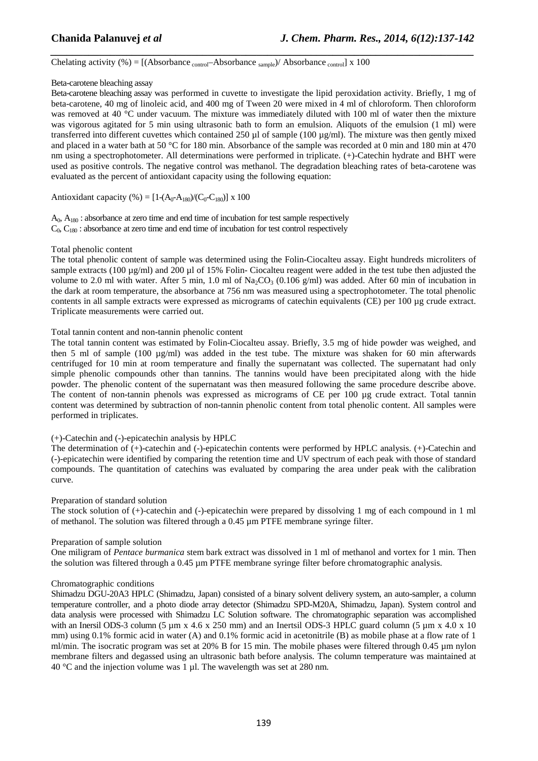Chelating activity (%) = [(Absorbance $_{control}$–Absorbance $_{sample}$)/ Absorbance $_{control}$] x 100

Beta-carotene bleaching assay

Beta-carotene bleaching assay was performed in cuvette to investigate the lipid peroxidation activity. Briefly, 1 mg of beta-carotene, 40 mg of linoleic acid, and 400 mg of Tween 20 were mixed in 4 ml of chloroform. Then chloroform was removed at 40 °C under vacuum. The mixture was immediately diluted with 100 ml of water then the mixture was vigorous agitated for 5 min using ultrasonic bath to form an emulsion. Aliquots of the emulsion (1 ml) were transferred into different cuvettes which contained 250 µl of sample (100 µg/ml). The mixture was then gently mixed and placed in a water bath at 50 °C for 180 min. Absorbance of the sample was recorded at 0 min and 180 min at 470 nm using a spectrophotometer. All determinations were performed in triplicate. (+)-Catechin hydrate and BHT were used as positive controls. The negative control was methanol. The degradation bleaching rates of beta-carotene was evaluated as the percent of antioxidant capacity using the following equation:

Antioxidant capacity (%) = $[1-(A_0-A_{180})/(C_0-C_{180})]$ x 100

$A_0$, $A_{180}$ : absorbance at zero time and end time of incubation for test sample respectively
$C_0$, $C_{180}$ : absorbance at zero time and end time of incubation for test control respectively

Total phenolic content

The total phenolic content of sample was determined using the Folin-Ciocalteu assay. Eight hundreds microliters of sample extracts (100 µg/ml) and 200 µl of 15% Folin- Ciocalteu reagent were added in the test tube then adjusted the volume to 2.0 ml with water. After 5 min, 1.0 ml of $Na_2CO_3$ (0.106 g/ml) was added. After 60 min of incubation in the dark at room temperature, the absorbance at 756 nm was measured using a spectrophotometer. The total phenolic contents in all sample extracts were expressed as micrograms of catechin equivalents (CE) per 100 µg crude extract. Triplicate measurements were carried out.

Total tannin content and non-tannin phenolic content

The total tannin content was estimated by Folin-Ciocalteu assay. Briefly, 3.5 mg of hide powder was weighed, and then 5 ml of sample (100 µg/ml) was added in the test tube. The mixture was shaken for 60 min afterwards centrifuged for 10 min at room temperature and finally the supernatant was collected. The supernatant had only simple phenolic compounds other than tannins. The tannins would have been precipitated along with the hide powder. The phenolic content of the supernatant was then measured following the same procedure describe above. The content of non-tannin phenols was expressed as micrograms of CE per 100 µg crude extract. Total tannin content was determined by subtraction of non-tannin phenolic content from total phenolic content. All samples were performed in triplicates.

(+)-Catechin and (-)-epicatechin analysis by HPLC

The determination of (+)-catechin and (-)-epicatechin contents were performed by HPLC analysis. (+)-Catechin and (-)-epicatechin were identified by comparing the retention time and UV spectrum of each peak with those of standard compounds. The quantitation of catechins was evaluated by comparing the area under peak with the calibration curve.

Preparation of standard solution

The stock solution of (+)-catechin and (-)-epicatechin were prepared by dissolving 1 mg of each compound in 1 ml of methanol. The solution was filtered through a 0.45 µm PTFE membrane syringe filter.

Preparation of sample solution

One miligram of *Pentace burmanica* stem bark extract was dissolved in 1 ml of methanol and vortex for 1 min. Then the solution was filtered through a 0.45 µm PTFE membrane syringe filter before chromatographic analysis.

Chromatographic conditions

Shimadzu DGU-20A3 HPLC (Shimadzu, Japan) consisted of a binary solvent delivery system, an auto-sampler, a column temperature controller, and a photo diode array detector (Shimadzu SPD-M20A, Shimadzu, Japan). System control and data analysis were processed with Shimadzu LC Solution software. The chromatographic separation was accomplished with an Inersil ODS-3 column (5 µm x 4.6 x 250 mm) and an Inertsil ODS-3 HPLC guard column (5 µm x 4.0 x 10 mm) using 0.1% formic acid in water (A) and 0.1% formic acid in acetonitrile (B) as mobile phase at a flow rate of 1 ml/min. The isocratic program was set at 20% B for 15 min. The mobile phases were filtered through 0.45 µm nylon membrane filters and degassed using an ultrasonic bath before analysis. The column temperature was maintained at 40 °C and the injection volume was 1 µl. The wavelength was set at 280 nm.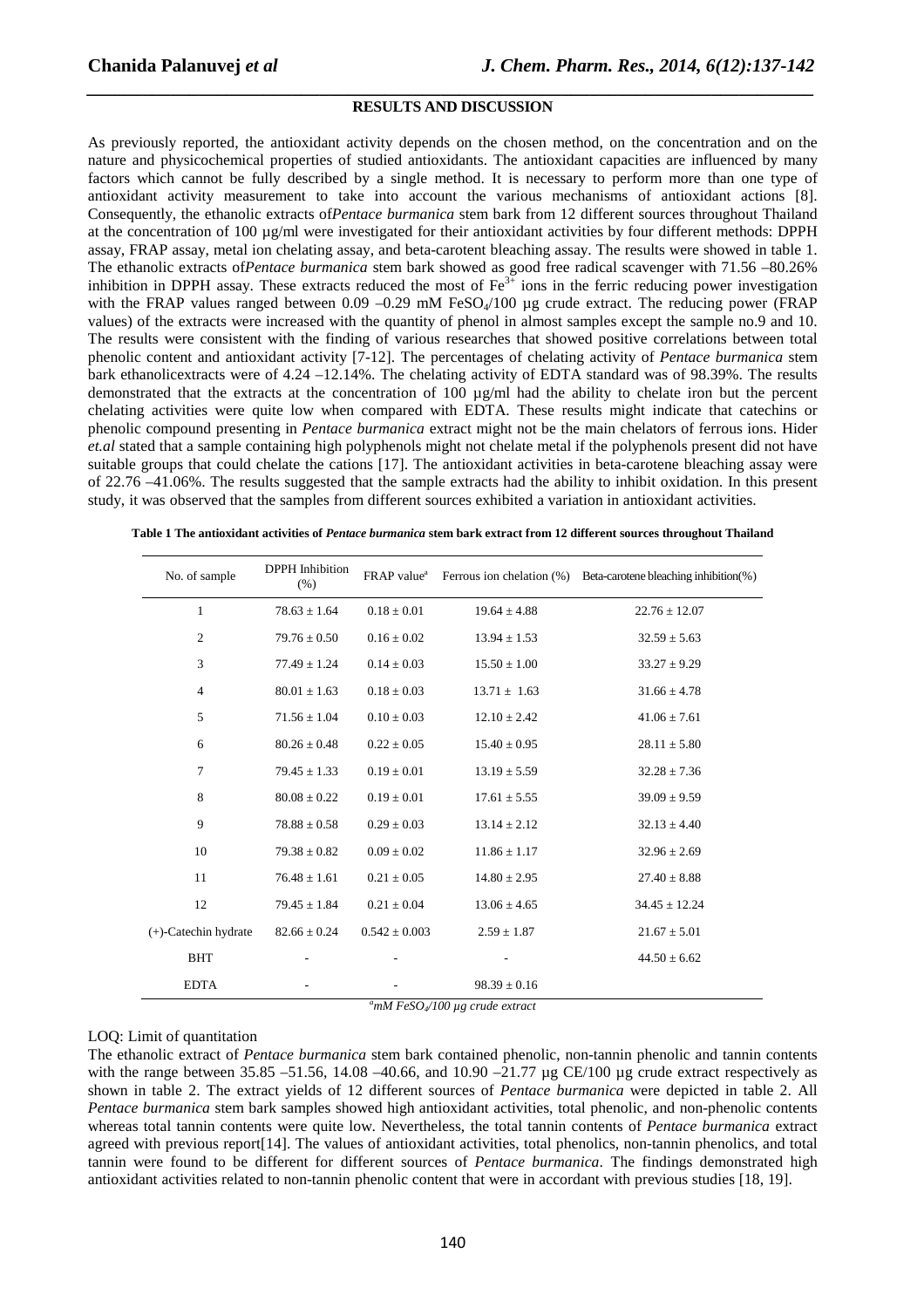## RESULTS AND DISCUSSION

As previously reported, the antioxidant activity depends on the chosen method, on the concentration and on the nature and physicochemical properties of studied antioxidants. The antioxidant capacities are influenced by many factors which cannot be fully described by a single method. It is necessary to perform more than one type of antioxidant activity measurement to take into account the various mechanisms of antioxidant actions [8]. Consequently, the ethanolic extracts of*Pentace burmanica* stem bark from 12 different sources throughout Thailand at the concentration of 100 µg/ml were investigated for their antioxidant activities by four different methods: DPPH assay, FRAP assay, metal ion chelating assay, and beta-carotent bleaching assay. The results were showed in table 1. The ethanolic extracts of*Pentace burmanica* stem bark showed as good free radical scavenger with 71.56 –80.26% inhibition in DPPH assay. These extracts reduced the most of $Fe^{3+}$ ions in the ferric reducing power investigation with the FRAP values ranged between 0.09 –0.29 mM $FeSO_4$/100 µg crude extract. The reducing power (FRAP values) of the extracts were increased with the quantity of phenol in almost samples except the sample no.9 and 10. The results were consistent with the finding of various researches that showed positive correlations between total phenolic content and antioxidant activity [7-12]. The percentages of chelating activity of *Pentace burmanica* stem bark ethanolicextracts were of 4.24 –12.14%. The chelating activity of EDTA standard was of 98.39%. The results demonstrated that the extracts at the concentration of 100 µg/ml had the ability to chelate iron but the percent chelating activities were quite low when compared with EDTA. These results might indicate that catechins or phenolic compound presenting in *Pentace burmanica* extract might not be the main chelators of ferrous ions. Hider *et.al* stated that a sample containing high polyphenols might not chelate metal if the polyphenols present did not have suitable groups that could chelate the cations [17]. The antioxidant activities in beta-carotene bleaching assay were of 22.76 –41.06%. The results suggested that the sample extracts had the ability to inhibit oxidation. In this present study, it was observed that the samples from different sources exhibited a variation in antioxidant activities.

**Table 1 The antioxidant activities of *Pentace burmanica* stem bark extract from 12 different sources throughout Thailand**

| No. of sample | DPPH Inhibition (%) | FRAP value[a] | Ferrous ion chelation (%) | Beta-carotene bleaching inhibition(%) |
|---|---|---|---|---|
| 1 | 78.63 ± 1.64 | 0.18 ± 0.01 | 19.64 ± 4.88 | 22.76 ± 12.07 |
| 2 | 79.76 ± 0.50 | 0.16 ± 0.02 | 13.94 ± 1.53 | 32.59 ± 5.63 |
| 3 | 77.49 ± 1.24 | 0.14 ± 0.03 | 15.50 ± 1.00 | 33.27 ± 9.29 |
| 4 | 80.01 ± 1.63 | 0.18 ± 0.03 | 13.71 ± 1.63 | 31.66 ± 4.78 |
| 5 | 71.56 ± 1.04 | 0.10 ± 0.03 | 12.10 ± 2.42 | 41.06 ± 7.61 |
| 6 | 80.26 ± 0.48 | 0.22 ± 0.05 | 15.40 ± 0.95 | 28.11 ± 5.80 |
| 7 | 79.45 ± 1.33 | 0.19 ± 0.01 | 13.19 ± 5.59 | 32.28 ± 7.36 |
| 8 | 80.08 ± 0.22 | 0.19 ± 0.01 | 17.61 ± 5.55 | 39.09 ± 9.59 |
| 9 | 78.88 ± 0.58 | 0.29 ± 0.03 | 13.14 ± 2.12 | 32.13 ± 4.40 |
| 10 | 79.38 ± 0.82 | 0.09 ± 0.02 | 11.86 ± 1.17 | 32.96 ± 2.69 |
| 11 | 76.48 ± 1.61 | 0.21 ± 0.05 | 14.80 ± 2.95 | 27.40 ± 8.88 |
| 12 | 79.45 ± 1.84 | 0.21 ± 0.04 | 13.06 ± 4.65 | 34.45 ± 12.24 |
| (+)-Catechin hydrate | 82.66 ± 0.24 | 0.542 ± 0.003 | 2.59 ± 1.87 | 21.67 ± 5.01 |
| BHT | - | - | - | 44.50 ± 6.62 |
| EDTA | - | - | 98.39 ± 0.16 | |

[a]*mM $FeSO_4$/100 µg crude extract*

LOQ: Limit of quantitation

The ethanolic extract of *Pentace burmanica* stem bark contained phenolic, non-tannin phenolic and tannin contents with the range between 35.85 –51.56, 14.08 –40.66, and 10.90 –21.77 µg CE/100 µg crude extract respectively as shown in table 2. The extract yields of 12 different sources of *Pentace burmanica* were depicted in table 2. All *Pentace burmanica* stem bark samples showed high antioxidant activities, total phenolic, and non-phenolic contents whereas total tannin contents were quite low. Nevertheless, the total tannin contents of *Pentace burmanica* extract agreed with previous report[14]. The values of antioxidant activities, total phenolics, non-tannin phenolics, and total tannin were found to be different for different sources of *Pentace burmanica*. The findings demonstrated high antioxidant activities related to non-tannin phenolic content that were in accordant with previous studies [18, 19].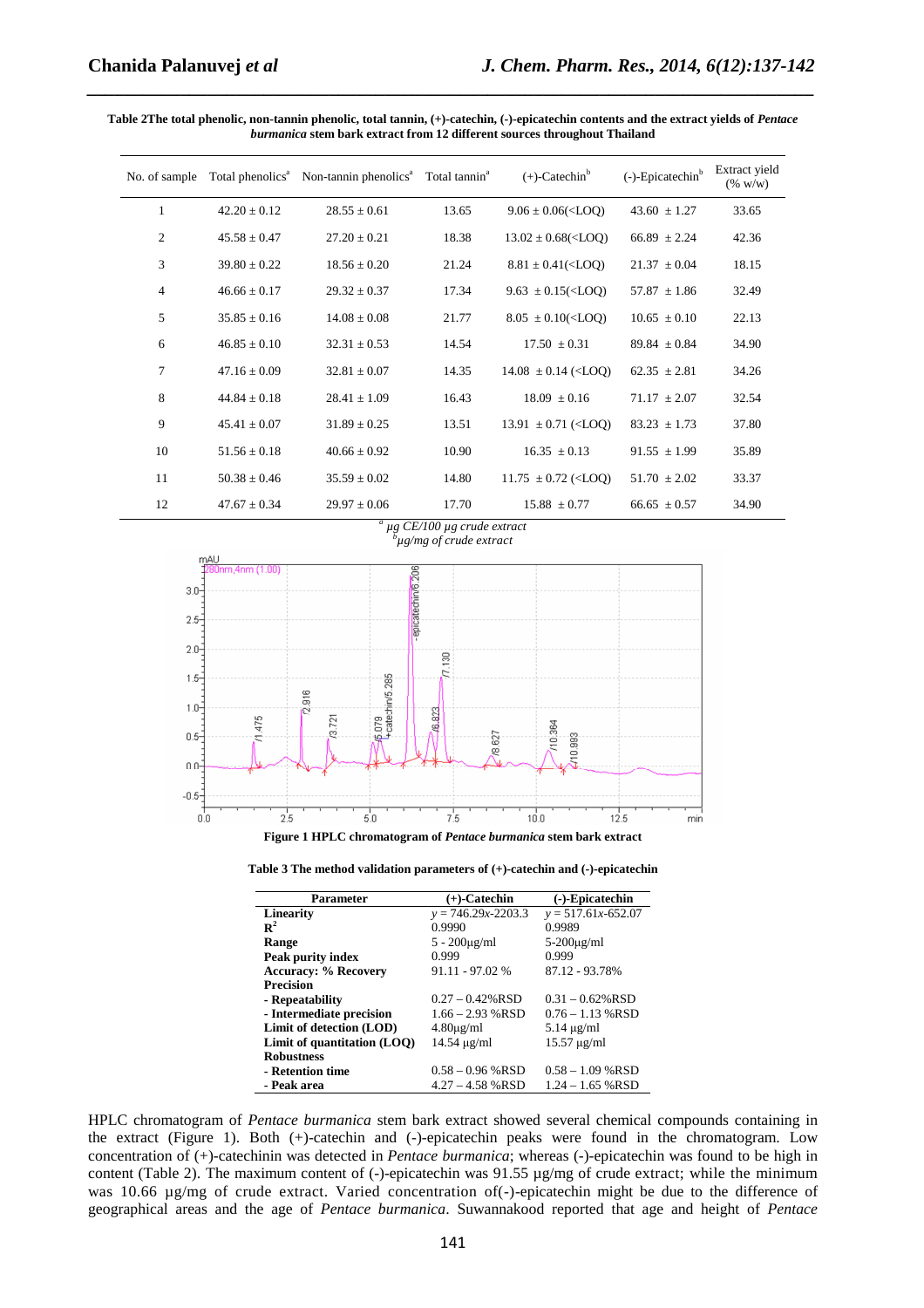**Table 2The total phenolic, non-tannin phenolic, total tannin, (+)-catechin, (-)-epicatechin contents and the extract yields of *Pentace burmanica* stem bark extract from 12 different sources throughout Thailand**

| No. of sample | Total phenolics[a] | Non-tannin phenolics[a] | Total tannin[a] | (+)-Catechin[b] | (-)-Epicatechin[b] | Extract yield (% w/w) |
|---|---|---|---|---|---|---|
| 1 | 42.20 ± 0.12 | 28.55 ± 0.61 | 13.65 | 9.06 ± 0.06(<LOQ) | 43.60 ± 1.27 | 33.65 |
| 2 | 45.58 ± 0.47 | 27.20 ± 0.21 | 18.38 | 13.02 ± 0.68(<LOQ) | 66.89 ± 2.24 | 42.36 |
| 3 | 39.80 ± 0.22 | 18.56 ± 0.20 | 21.24 | 8.81 ± 0.41(<LOQ) | 21.37 ± 0.04 | 18.15 |
| 4 | 46.66 ± 0.17 | 29.32 ± 0.37 | 17.34 | 9.63 ± 0.15(<LOQ) | 57.87 ± 1.86 | 32.49 |
| 5 | 35.85 ± 0.16 | 14.08 ± 0.08 | 21.77 | 8.05 ± 0.10(<LOQ) | 10.65 ± 0.10 | 22.13 |
| 6 | 46.85 ± 0.10 | 32.31 ± 0.53 | 14.54 | 17.50 ± 0.31 | 89.84 ± 0.84 | 34.90 |
| 7 | 47.16 ± 0.09 | 32.81 ± 0.07 | 14.35 | 14.08 ± 0.14 (<LOQ) | 62.35 ± 2.81 | 34.26 |
| 8 | 44.84 ± 0.18 | 28.41 ± 1.09 | 16.43 | 18.09 ± 0.16 | 71.17 ± 2.07 | 32.54 |
| 9 | 45.41 ± 0.07 | 31.89 ± 0.25 | 13.51 | 13.91 ± 0.71 (<LOQ) | 83.23 ± 1.73 | 37.80 |
| 10 | 51.56 ± 0.18 | 40.66 ± 0.92 | 10.90 | 16.35 ± 0.13 | 91.55 ± 1.99 | 35.89 |
| 11 | 50.38 ± 0.46 | 35.59 ± 0.02 | 14.80 | 11.75 ± 0.72 (<LOQ) | 51.70 ± 2.02 | 33.37 |
| 12 | 47.67 ± 0.34 | 29.97 ± 0.06 | 17.70 | 15.88 ± 0.77 | 66.65 ± 0.57 | 34.90 |

[a] *µg CE/100 µg crude extract*
[b] *µg/mg of crude extract*

mAU
280nm,4nm (1.00)
3.0
2.5
2.0
1.5
1.0
0.5
0.0
-0.5
0.0 2.5 5.0 7.5 10.0 12.5 min
1.475 2.916 3.721 5.079 +catechin/5.285 -epicatechin/6.206 6.823 7.130 8.627 10.364 10.993

**Figure 1 HPLC chromatogram of *Pentace burmanica* stem bark extract**

**Table 3 The method validation parameters of (+)-catechin and (-)-epicatechin**

| Parameter | (+)-Catechin | (-)-Epicatechin |
|---|---|---|
| **Linearity** | $y = 746.29x-2203.3$ | $y = 517.61x-652.07$ |
| **$R^2$** | 0.9990 | 0.9989 |
| **Range** | 5 - 200µg/ml | 5-200µg/ml |
| **Peak purity index** | 0.999 | 0.999 |
| **Accuracy: % Recovery** | 91.11 - 97.02 % | 87.12 - 93.78% |
| **Precision** | | |
| **- Repeatability** | 0.27 – 0.42%RSD | 0.31 – 0.62%RSD |
| **- Intermediate precision** | 1.66 – 2.93 %RSD | 0.76 – 1.13 %RSD |
| **Limit of detection (LOD)** | 4.80µg/ml | 5.14 µg/ml |
| **Limit of quantitation (LOQ)** | 14.54 µg/ml | 15.57 µg/ml |
| **Robustness** | | |
| **- Retention time** | 0.58 – 0.96 %RSD | 0.58 – 1.09 %RSD |
| **- Peak area** | 4.27 – 4.58 %RSD | 1.24 – 1.65 %RSD |

HPLC chromatogram of *Pentace burmanica* stem bark extract showed several chemical compounds containing in the extract (Figure 1). Both (+)-catechin and (-)-epicatechin peaks were found in the chromatogram. Low concentration of (+)-catechinin was detected in *Pentace burmanica*; whereas (-)-epicatechin was found to be high in content (Table 2). The maximum content of (-)-epicatechin was 91.55 µg/mg of crude extract; while the minimum was 10.66 µg/mg of crude extract. Varied concentration of(-)-epicatechin might be due to the difference of geographical areas and the age of *Pentace burmanica*. Suwannakood reported that age and height of *Pentace*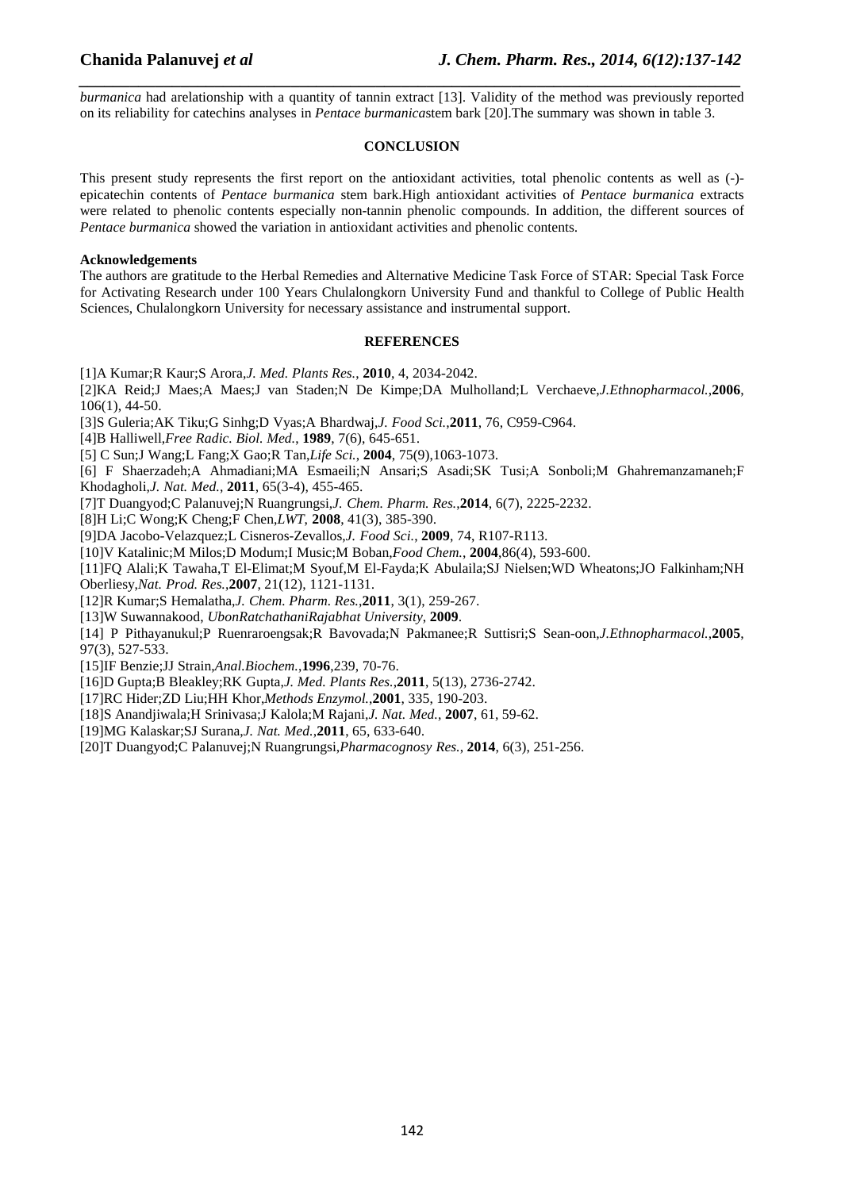*burmanica* had arelationship with a quantity of tannin extract [13]. Validity of the method was previously reported on its reliability for catechins analyses in *Pentace burmanica*stem bark [20].The summary was shown in table 3.

## CONCLUSION

This present study represents the first report on the antioxidant activities, total phenolic contents as well as (-)-epicatechin contents of *Pentace burmanica* stem bark.High antioxidant activities of *Pentace burmanica* extracts were related to phenolic contents especially non-tannin phenolic compounds. In addition, the different sources of *Pentace burmanica* showed the variation in antioxidant activities and phenolic contents.

### Acknowledgements

The authors are gratitude to the Herbal Remedies and Alternative Medicine Task Force of STAR: Special Task Force for Activating Research under 100 Years Chulalongkorn University Fund and thankful to College of Public Health Sciences, Chulalongkorn University for necessary assistance and instrumental support.

## REFERENCES

[1]A Kumar;R Kaur;S Arora,*J. Med. Plants Res.*, **2010**, 4, 2034-2042.

[2]KA Reid;J Maes;A Maes;J van Staden;N De Kimpe;DA Mulholland;L Verchaeve,*J.Ethnopharmacol.*,**2006**, 106(1), 44-50.

[3]S Guleria;AK Tiku;G Sinhg;D Vyas;A Bhardwaj,*J. Food Sci.*,**2011**, 76, C959-C964.

[4]B Halliwell,*Free Radic. Biol. Med.*, **1989**, 7(6), 645-651.

[5] C Sun;J Wang;L Fang;X Gao;R Tan,*Life Sci.*, **2004**, 75(9),1063-1073.

[6] F Shaerzadeh;A Ahmadiani;MA Esmaeili;N Ansari;S Asadi;SK Tusi;A Sonboli;M Ghahremanzamaneh;F Khodagholi,*J. Nat. Med.*, **2011**, 65(3-4), 455-465.

[7]T Duangyod;C Palanuvej;N Ruangrungsi,*J. Chem. Pharm. Res.*,**2014**, 6(7), 2225-2232.

[8]H Li;C Wong;K Cheng;F Chen,*LWT*, **2008**, 41(3), 385-390.

[9]DA Jacobo-Velazquez;L Cisneros-Zevallos,*J. Food Sci.*, **2009**, 74, R107-R113.

[10]V Katalinic;M Milos;D Modum;I Music;M Boban,*Food Chem.*, **2004**,86(4), 593-600.

[11]FQ Alali;K Tawaha,T El-Elimat;M Syouf,M El-Fayda;K Abulaila;SJ Nielsen;WD Wheatons;JO Falkinham;NH Oberliesy,*Nat. Prod. Res.*,**2007**, 21(12), 1121-1131.

[12]R Kumar;S Hemalatha,*J. Chem. Pharm. Res.*,**2011**, 3(1), 259-267.

[13]W Suwannakood, *UbonRatchathaniRajabhat University*, **2009**.

[14] P Pithayanukul;P Ruenraroengsak;R Bavovada;N Pakmanee;R Suttisri;S Sean-oon,*J.Ethnopharmacol.*,**2005**, 97(3), 527-533.

[15]IF Benzie;JJ Strain,*Anal.Biochem.*,**1996**,239, 70-76.

[16]D Gupta;B Bleakley;RK Gupta,*J. Med. Plants Res.*,**2011**, 5(13), 2736-2742.

[17]RC Hider;ZD Liu;HH Khor,*Methods Enzymol.*,**2001**, 335, 190-203.

[18]S Anandjiwala;H Srinivasa;J Kalola;M Rajani,*J. Nat. Med.*, **2007**, 61, 59-62.

[19]MG Kalaskar;SJ Surana,*J. Nat. Med.*,**2011**, 65, 633-640.

[20]T Duangyod;C Palanuvej;N Ruangrungsi,*Pharmacognosy Res.*, **2014**, 6(3), 251-256.